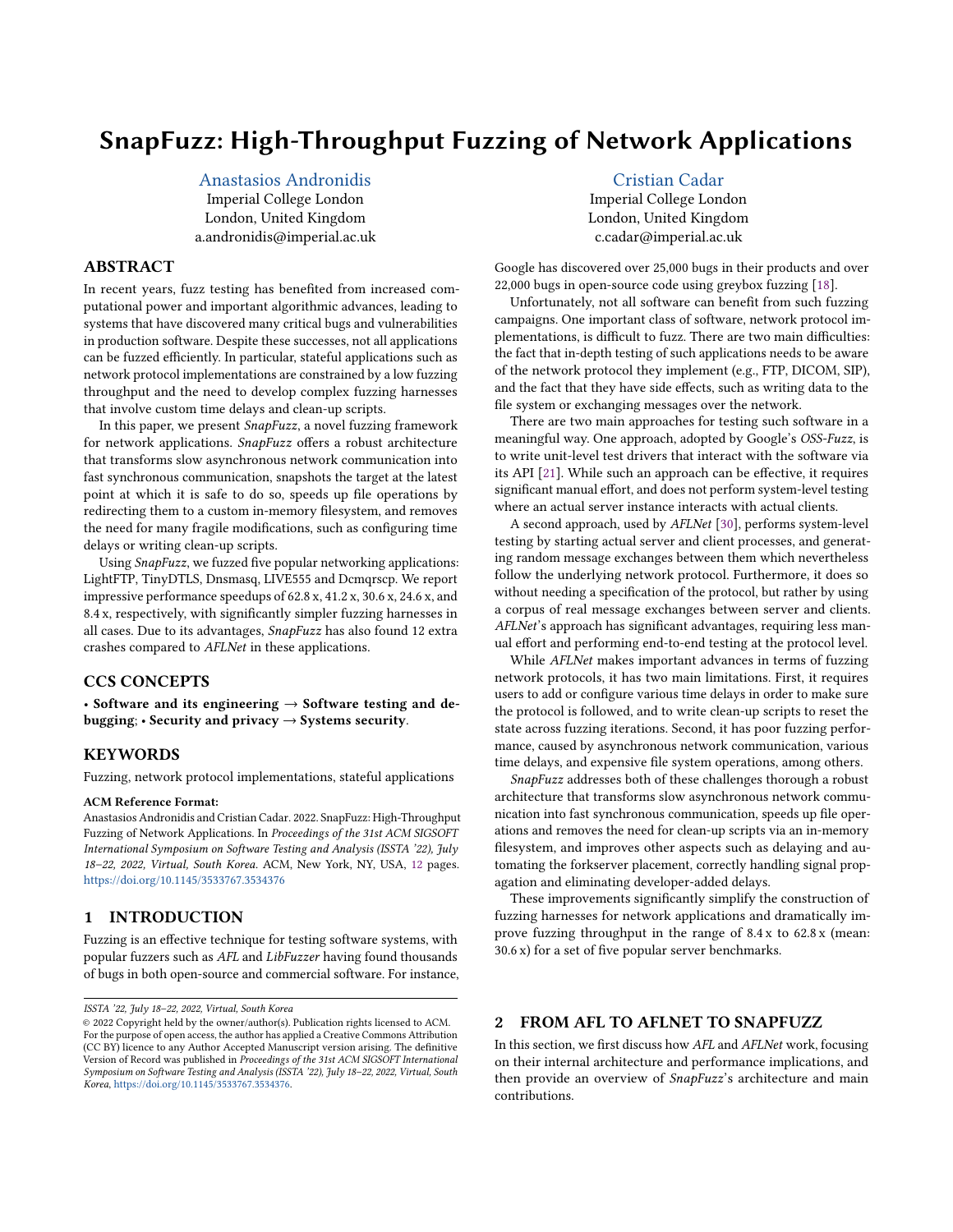# SnapFuzz: High-Throughput Fuzzing of Network Applications

Anastasios Andronidis
Imperial College London
London, United Kingdom
a.andronidis@imperial.ac.uk

Cristian Cadar
Imperial College London
London, United Kingdom
c.cadar@imperial.ac.uk

## ABSTRACT

In recent years, fuzz testing has benefited from increased computational power and important algorithmic advances, leading to systems that have discovered many critical bugs and vulnerabilities in production software. Despite these successes, not all applications can be fuzzed efficiently. In particular, stateful applications such as network protocol implementations are constrained by a low fuzzing throughput and the need to develop complex fuzzing harnesses that involve custom time delays and clean-up scripts.

In this paper, we present *SnapFuzz*, a novel fuzzing framework for network applications. *SnapFuzz* offers a robust architecture that transforms slow asynchronous network communication into fast synchronous communication, snapshots the target at the latest point at which it is safe to do so, speeds up file operations by redirecting them to a custom in-memory filesystem, and removes the need for many fragile modifications, such as configuring time delays or writing clean-up scripts.

Using *SnapFuzz*, we fuzzed five popular networking applications: LightFTP, TinyDTLS, Dnsmasq, LIVE555 and Dcmqrscp. We report impressive performance speedups of 62.8 x, 41.2 x, 30.6 x, 24.6 x, and 8.4 x, respectively, with significantly simpler fuzzing harnesses in all cases. Due to its advantages, *SnapFuzz* has also found 12 extra crashes compared to *AFLNet* in these applications.

## CCS CONCEPTS

• **Software and its engineering** → **Software testing and debugging**; • **Security and privacy** → **Systems security**.

## KEYWORDS

Fuzzing, network protocol implementations, stateful applications

**ACM Reference Format:**
Anastasios Andronidis and Cristian Cadar. 2022. SnapFuzz: High-Throughput Fuzzing of Network Applications. In *Proceedings of the 31st ACM SIGSOFT International Symposium on Software Testing and Analysis (ISSTA '22), July 18–22, 2022, Virtual, South Korea.* ACM, New York, NY, USA, 12 pages. https://doi.org/10.1145/3533767.3534376

## 1 INTRODUCTION

Fuzzing is an effective technique for testing software systems, with popular fuzzers such as *AFL* and *LibFuzzer* having found thousands of bugs in both open-source and commercial software. For instance, Google has discovered over 25,000 bugs in their products and over 22,000 bugs in open-source code using greybox fuzzing [18].

Unfortunately, not all software can benefit from such fuzzing campaigns. One important class of software, network protocol implementations, is difficult to fuzz. There are two main difficulties: the fact that in-depth testing of such applications needs to be aware of the network protocol they implement (e.g., FTP, DICOM, SIP), and the fact that they have side effects, such as writing data to the file system or exchanging messages over the network.

There are two main approaches for testing such software in a meaningful way. One approach, adopted by Google's *OSS-Fuzz*, is to write unit-level test drivers that interact with the software via its API [21]. While such an approach can be effective, it requires significant manual effort, and does not perform system-level testing where an actual server instance interacts with actual clients.

A second approach, used by *AFLNet* [30], performs system-level testing by starting actual server and client processes, and generating random message exchanges between them which nevertheless follow the underlying network protocol. Furthermore, it does so without needing a specification of the protocol, but rather by using a corpus of real message exchanges between server and clients. *AFLNet*'s approach has significant advantages, requiring less manual effort and performing end-to-end testing at the protocol level.

While *AFLNet* makes important advances in terms of fuzzing network protocols, it has two main limitations. First, it requires users to add or configure various time delays in order to make sure the protocol is followed, and to write clean-up scripts to reset the state across fuzzing iterations. Second, it has poor fuzzing performance, caused by asynchronous network communication, various time delays, and expensive file system operations, among others.

*SnapFuzz* addresses both of these challenges thorough a robust architecture that transforms slow asynchronous network communication into fast synchronous communication, speeds up file operations and removes the need for clean-up scripts via an in-memory filesystem, and improves other aspects such as delaying and automating the forkserver placement, correctly handling signal propagation and eliminating developer-added delays.

These improvements significantly simplify the construction of fuzzing harnesses for network applications and dramatically improve fuzzing throughput in the range of 8.4 x to 62.8 x (mean: 30.6 x) for a set of five popular server benchmarks.

## 2 FROM AFL TO AFLNET TO SNAPFUZZ

In this section, we first discuss how *AFL* and *AFLNet* work, focusing on their internal architecture and performance implications, and then provide an overview of *SnapFuzz*'s architecture and main contributions.

ISSTA '22, July 18–22, 2022, Virtual, South Korea
© 2022 Copyright held by the owner/author(s). Publication rights licensed to ACM. For the purpose of open access, the author has applied a Creative Commons Attribution (CC BY) licence to any Author Accepted Manuscript version arising. The definitive Version of Record was published in *Proceedings of the 31st ACM SIGSOFT International Symposium on Software Testing and Analysis (ISSTA '22), July 18–22, 2022, Virtual, South Korea*, https://doi.org/10.1145/3533767.3534376.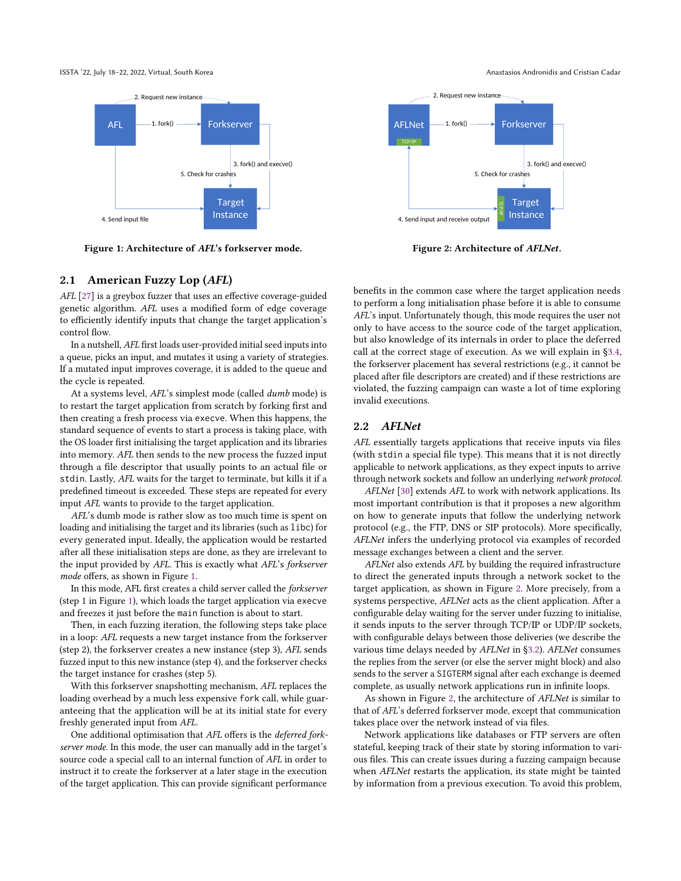Figure 1: Architecture of *AFL*'s forkserver mode.

Figure 2: Architecture of *AFLNet*.

## 2.1 American Fuzzy Lop (*AFL*)

*AFL* [27] is a greybox fuzzer that uses an effective coverage-guided genetic algorithm. *AFL* uses a modified form of edge coverage to efficiently identify inputs that change the target application's control flow.

In a nutshell, *AFL* first loads user-provided initial seed inputs into a queue, picks an input, and mutates it using a variety of strategies. If a mutated input improves coverage, it is added to the queue and the cycle is repeated.

At a systems level, *AFL*'s simplest mode (called *dumb* mode) is to restart the target application from scratch by forking first and then creating a fresh process via `execve`. When this happens, the standard sequence of events to start a process is taking place, with the OS loader first initialising the target application and its libraries into memory. *AFL* then sends to the new process the fuzzed input through a file descriptor that usually points to an actual file or `stdin`. Lastly, *AFL* waits for the target to terminate, but kills it if a predefined timeout is exceeded. These steps are repeated for every input *AFL* wants to provide to the target application.

*AFL*'s dumb mode is rather slow as too much time is spent on loading and initialising the target and its libraries (such as `libc`) for every generated input. Ideally, the application would be restarted after all these initialisation steps are done, as they are irrelevant to the input provided by *AFL*. This is exactly what *AFL*'s *forkserver mode* offers, as shown in Figure 1.

In this mode, AFL first creates a child server called the *forkserver* (step 1 in Figure 1), which loads the target application via `execve` and freezes it just before the `main` function is about to start.

Then, in each fuzzing iteration, the following steps take place in a loop: *AFL* requests a new target instance from the forkserver (step 2), the forkserver creates a new instance (step 3), *AFL* sends fuzzed input to this new instance (step 4), and the forkserver checks the target instance for crashes (step 5).

With this forkserver snapshotting mechanism, *AFL* replaces the loading overhead by a much less expensive `fork` call, while guaranteeing that the application will be at its initial state for every freshly generated input from *AFL*.

One additional optimisation that *AFL* offers is the *deferred forkserver mode.* In this mode, the user can manually add in the target's source code a special call to an internal function of *AFL* in order to instruct it to create the forkserver at a later stage in the execution of the target application. This can provide significant performance benefits in the common case where the target application needs to perform a long initialisation phase before it is able to consume *AFL*'s input. Unfortunately though, this mode requires the user not only to have access to the source code of the target application, but also knowledge of its internals in order to place the deferred call at the correct stage of execution. As we will explain in §3.4, the forkserver placement has several restrictions (e.g., it cannot be placed after file descriptors are created) and if these restrictions are violated, the fuzzing campaign can waste a lot of time exploring invalid executions.

## 2.2 *AFLNet*

*AFL* essentially targets applications that receive inputs via files (with `stdin` a special file type). This means that it is not directly applicable to network applications, as they expect inputs to arrive through network sockets and follow an underlying *network protocol.*

*AFLNet* [30] extends *AFL* to work with network applications. Its most important contribution is that it proposes a new algorithm on how to generate inputs that follow the underlying network protocol (e.g., the FTP, DNS or SIP protocols). More specifically, *AFLNet* infers the underlying protocol via examples of recorded message exchanges between a client and the server.

*AFLNet* also extends *AFL* by building the required infrastructure to direct the generated inputs through a network socket to the target application, as shown in Figure 2. More precisely, from a systems perspective, *AFLNet* acts as the client application. After a configurable delay waiting for the server under fuzzing to initialise, it sends inputs to the server through TCP/IP or UDP/IP sockets, with configurable delays between those deliveries (we describe the various time delays needed by *AFLNet* in §3.2). *AFLNet* consumes the replies from the server (or else the server might block) and also sends to the server a `SIGTERM` signal after each exchange is deemed complete, as usually network applications run in infinite loops.

As shown in Figure 2, the architecture of *AFLNet* is similar to that of *AFL*'s deferred forkserver mode, except that communication takes place over the network instead of via files.

Network applications like databases or FTP servers are often stateful, keeping track of their state by storing information to various files. This can create issues during a fuzzing campaign because when *AFLNet* restarts the application, its state might be tainted by information from a previous execution. To avoid this problem,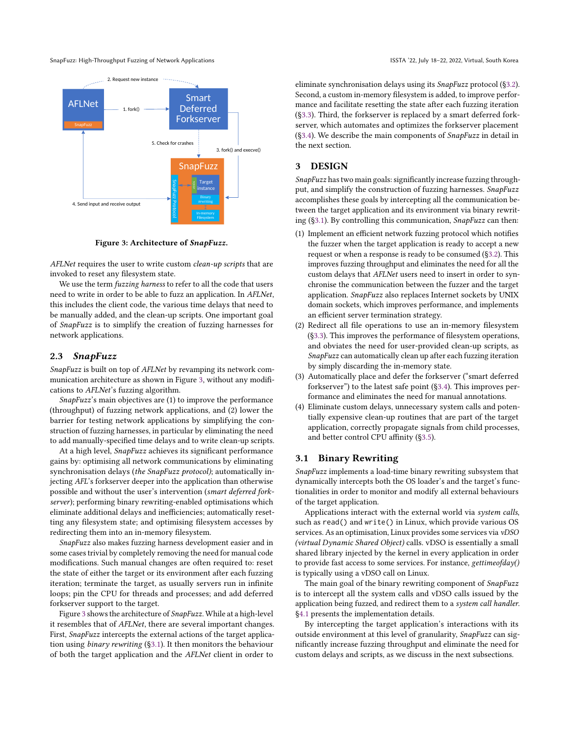Figure 3: Architecture of *SnapFuzz*.

*AFLNet* requires the user to write custom *clean-up scripts* that are invoked to reset any filesystem state.

We use the term *fuzzing harness* to refer to all the code that users need to write in order to be able to fuzz an application. In *AFLNet*, this includes the client code, the various time delays that need to be manually added, and the clean-up scripts. One important goal of *SnapFuzz* is to simplify the creation of fuzzing harnesses for network applications.

## 2.3 *SnapFuzz*

*SnapFuzz* is built on top of *AFLNet* by revamping its network communication architecture as shown in Figure 3, without any modifications to *AFLNet*'s fuzzing algorithm.

*SnapFuzz*'s main objectives are (1) to improve the performance (throughput) of fuzzing network applications, and (2) lower the barrier for testing network applications by simplifying the construction of fuzzing harnesses, in particular by eliminating the need to add manually-specified time delays and to write clean-up scripts.

At a high level, *SnapFuzz* achieves its significant performance gains by: optimising all network communications by eliminating synchronisation delays (*the SnapFuzz protocol)*; automatically injecting *AFL*'s forkserver deeper into the application than otherwise possible and without the user's intervention (*smart deferred forkserver*); performing binary rewriting-enabled optimisations which eliminate additional delays and inefficiencies; automatically resetting any filesystem state; and optimising filesystem accesses by redirecting them into an in-memory filesystem.

*SnapFuzz* also makes fuzzing harness development easier and in some cases trivial by completely removing the need for manual code modifications. Such manual changes are often required to: reset the state of either the target or its environment after each fuzzing iteration; terminate the target, as usually servers run in infinite loops; pin the CPU for threads and processes; and add deferred forkserver support to the target.

Figure 3 shows the architecture of *SnapFuzz*. While at a high-level it resembles that of *AFLNet*, there are several important changes. First, *SnapFuzz* intercepts the external actions of the target application using *binary rewriting* (§3.1). It then monitors the behaviour of both the target application and the *AFLNet* client in order to eliminate synchronisation delays using its *SnapFuzz* protocol (§3.2). Second, a custom in-memory filesystem is added, to improve performance and facilitate resetting the state after each fuzzing iteration (§3.3). Third, the forkserver is replaced by a smart deferred forkserver, which automates and optimizes the forkserver placement (§3.4). We describe the main components of *SnapFuzz* in detail in the next section.

# 3 DESIGN

*SnapFuzz* has two main goals: significantly increase fuzzing throughput, and simplify the construction of fuzzing harnesses. *SnapFuzz* accomplishes these goals by intercepting all the communication between the target application and its environment via binary rewriting (§3.1). By controlling this communication, *SnapFuzz* can then:

(1) Implement an efficient network fuzzing protocol which notifies the fuzzer when the target application is ready to accept a new request or when a response is ready to be consumed (§3.2). This improves fuzzing throughput and eliminates the need for all the custom delays that *AFLNet* users need to insert in order to synchronise the communication between the fuzzer and the target application. *SnapFuzz* also replaces Internet sockets by UNIX domain sockets, which improves performance, and implements an efficient server termination strategy.
(2) Redirect all file operations to use an in-memory filesystem (§3.3). This improves the performance of filesystem operations, and obviates the need for user-provided clean-up scripts, as *SnapFuzz* can automatically clean up after each fuzzing iteration by simply discarding the in-memory state.
(3) Automatically place and defer the forkserver ("smart deferred forkserver") to the latest safe point (§3.4). This improves performance and eliminates the need for manual annotations.
(4) Eliminate custom delays, unnecessary system calls and potentially expensive clean-up routines that are part of the target application, correctly propagate signals from child processes, and better control CPU affinity (§3.5).

## 3.1 Binary Rewriting

*SnapFuzz* implements a load-time binary rewriting subsystem that dynamically intercepts both the OS loader's and the target's functionalities in order to monitor and modify all external behaviours of the target application.

Applications interact with the external world via *system calls*, such as `read()` and `write()` in Linux, which provide various OS services. As an optimisation, Linux provides some services via *vDSO (virtual Dynamic Shared Object)* calls. vDSO is essentially a small shared library injected by the kernel in every application in order to provide fast access to some services. For instance, *gettimeofday()* is typically using a vDSO call on Linux.

The main goal of the binary rewriting component of *SnapFuzz* is to intercept all the system calls and vDSO calls issued by the application being fuzzed, and redirect them to a *system call handler*. §4.1 presents the implementation details.

By intercepting the target application's interactions with its outside environment at this level of granularity, *SnapFuzz* can significantly increase fuzzing throughput and eliminate the need for custom delays and scripts, as we discuss in the next subsections.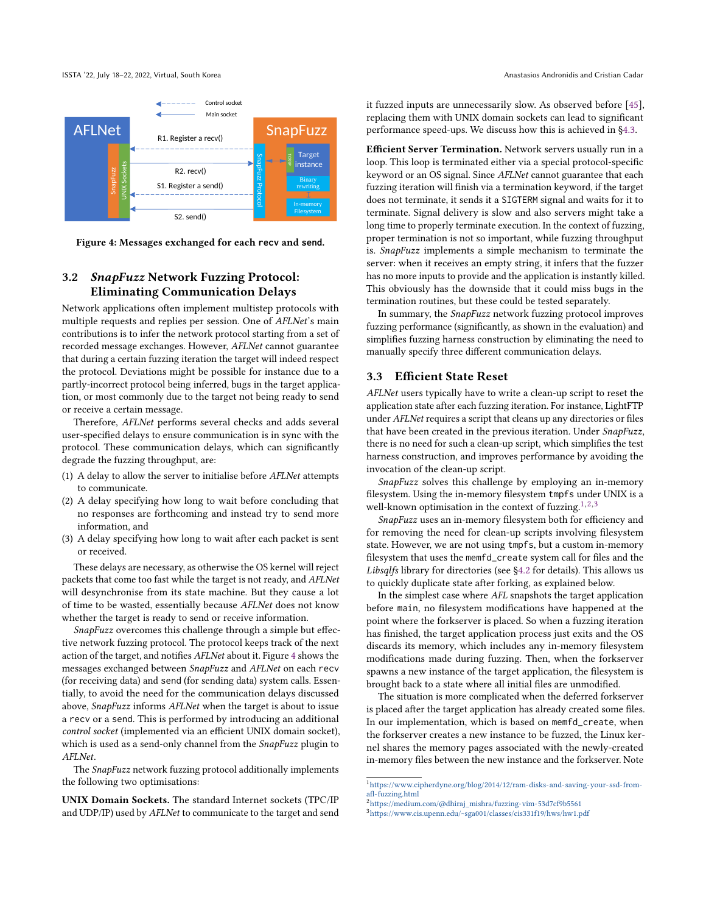Figure 4: Messages exchanged for each `recv` and `send`.

## 3.2 *SnapFuzz* Network Fuzzing Protocol: Eliminating Communication Delays

Network applications often implement multistep protocols with multiple requests and replies per session. One of *AFLNet*'s main contributions is to infer the network protocol starting from a set of recorded message exchanges. However, *AFLNet* cannot guarantee that during a certain fuzzing iteration the target will indeed respect the protocol. Deviations might be possible for instance due to a partly-incorrect protocol being inferred, bugs in the target application, or most commonly due to the target not being ready to send or receive a certain message.

Therefore, *AFLNet* performs several checks and adds several user-specified delays to ensure communication is in sync with the protocol. These communication delays, which can significantly degrade the fuzzing throughput, are:

1. A delay to allow the server to initialise before *AFLNet* attempts to communicate.
2. A delay specifying how long to wait before concluding that no responses are forthcoming and instead try to send more information, and
3. A delay specifying how long to wait after each packet is sent or received.

These delays are necessary, as otherwise the OS kernel will reject packets that come too fast while the target is not ready, and *AFLNet* will desynchronise from its state machine. But they cause a lot of time to be wasted, essentially because *AFLNet* does not know whether the target is ready to send or receive information.

*SnapFuzz* overcomes this challenge through a simple but effective network fuzzing protocol. The protocol keeps track of the next action of the target, and notifies *AFLNet* about it. Figure 4 shows the messages exchanged between *SnapFuzz* and *AFLNet* on each `recv` (for receiving data) and `send` (for sending data) system calls. Essentially, to avoid the need for the communication delays discussed above, *SnapFuzz* informs *AFLNet* when the target is about to issue a `recv` or a `send`. This is performed by introducing an additional *control socket* (implemented via an efficient UNIX domain socket), which is used as a send-only channel from the *SnapFuzz* plugin to *AFLNet*.

The *SnapFuzz* network fuzzing protocol additionally implements the following two optimisations:

**UNIX Domain Sockets.** The standard Internet sockets (TPC/IP and UDP/IP) used by *AFLNet* to communicate to the target and send it fuzzed inputs are unnecessarily slow. As observed before [45], replacing them with UNIX domain sockets can lead to significant performance speed-ups. We discuss how this is achieved in §4.3.

**Efficient Server Termination.** Network servers usually run in a loop. This loop is terminated either via a special protocol-specific keyword or an OS signal. Since *AFLNet* cannot guarantee that each fuzzing iteration will finish via a termination keyword, if the target does not terminate, it sends it a `SIGTERM` signal and waits for it to terminate. Signal delivery is slow and also servers might take a long time to properly terminate execution. In the context of fuzzing, proper termination is not so important, while fuzzing throughput is. *SnapFuzz* implements a simple mechanism to terminate the server: when it receives an empty string, it infers that the fuzzer has no more inputs to provide and the application is instantly killed. This obviously has the downside that it could miss bugs in the termination routines, but these could be tested separately.

In summary, the *SnapFuzz* network fuzzing protocol improves fuzzing performance (significantly, as shown in the evaluation) and simplifies fuzzing harness construction by eliminating the need to manually specify three different communication delays.

## 3.3 Efficient State Reset

*AFLNet* users typically have to write a clean-up script to reset the application state after each fuzzing iteration. For instance, LightFTP under *AFLNet* requires a script that cleans up any directories or files that have been created in the previous iteration. Under *SnapFuzz*, there is no need for such a clean-up script, which simplifies the test harness construction, and improves performance by avoiding the invocation of the clean-up script.

*SnapFuzz* solves this challenge by employing an in-memory filesystem. Using the in-memory filesystem `tmpfs` under UNIX is a well-known optimisation in the context of fuzzing.[1,2,3]

*SnapFuzz* uses an in-memory filesystem both for efficiency and for removing the need for clean-up scripts involving filesystem state. However, we are not using `tmpfs`, but a custom in-memory filesystem that uses the `memfd_create` system call for files and the *Libsqlfs* library for directories (see §4.2 for details). This allows us to quickly duplicate state after forking, as explained below.

In the simplest case where *AFL* snapshots the target application before `main`, no filesystem modifications have happened at the point where the forkserver is placed. So when a fuzzing iteration has finished, the target application process just exits and the OS discards its memory, which includes any in-memory filesystem modifications made during fuzzing. Then, when the forkserver spawns a new instance of the target application, the filesystem is brought back to a state where all initial files are unmodified.

The situation is more complicated when the deferred forkserver is placed after the target application has already created some files. In our implementation, which is based on `memfd_create`, when the forkserver creates a new instance to be fuzzed, the Linux kernel shares the memory pages associated with the newly-created in-memory files between the new instance and the forkserver. Note

[1] https://www.cipherdyne.org/blog/2014/12/ram-disks-and-saving-your-ssd-from-afl-fuzzing.html
[2] https://medium.com/@dhiraj_mishra/fuzzing-vim-53d7cf9b5561
[3] https://www.cis.upenn.edu/~sga001/classes/cis331f19/hws/hw1.pdf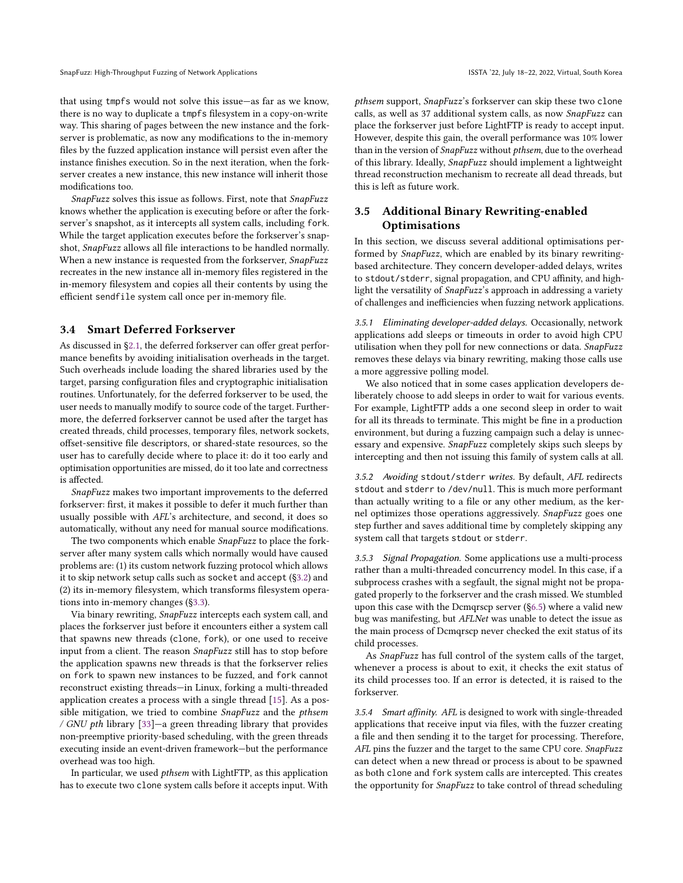that using `tmpfs` would not solve this issue—as far as we know, there is no way to duplicate a `tmpfs` filesystem in a copy-on-write way. This sharing of pages between the new instance and the forkserver is problematic, as now any modifications to the in-memory files by the fuzzed application instance will persist even after the instance finishes execution. So in the next iteration, when the forkserver creates a new instance, this new instance will inherit those modifications too.

*SnapFuzz* solves this issue as follows. First, note that *SnapFuzz* knows whether the application is executing before or after the forkserver's snapshot, as it intercepts all system calls, including `fork`. While the target application executes before the forkserver's snapshot, *SnapFuzz* allows all file interactions to be handled normally. When a new instance is requested from the forkserver, *SnapFuzz* recreates in the new instance all in-memory files registered in the in-memory filesystem and copies all their contents by using the efficient `sendfile` system call once per in-memory file.

### 3.4 Smart Deferred Forkserver

As discussed in §2.1, the deferred forkserver can offer great performance benefits by avoiding initialisation overheads in the target. Such overheads include loading the shared libraries used by the target, parsing configuration files and cryptographic initialisation routines. Unfortunately, for the deferred forkserver to be used, the user needs to manually modify to source code of the target. Furthermore, the deferred forkserver cannot be used after the target has created threads, child processes, temporary files, network sockets, offset-sensitive file descriptors, or shared-state resources, so the user has to carefully decide where to place it: do it too early and optimisation opportunities are missed, do it too late and correctness is affected.

*SnapFuzz* makes two important improvements to the deferred forkserver: first, it makes it possible to defer it much further than usually possible with *AFL*'s architecture, and second, it does so automatically, without any need for manual source modifications.

The two components which enable *SnapFuzz* to place the forkserver after many system calls which normally would have caused problems are: (1) its custom network fuzzing protocol which allows it to skip network setup calls such as `socket` and `accept` (§3.2) and (2) its in-memory filesystem, which transforms filesystem operations into in-memory changes (§3.3).

Via binary rewriting, *SnapFuzz* intercepts each system call, and places the forkserver just before it encounters either a system call that spawns new threads (`clone`, `fork`), or one used to receive input from a client. The reason *SnapFuzz* still has to stop before the application spawns new threads is that the forkserver relies on `fork` to spawn new instances to be fuzzed, and `fork` cannot reconstruct existing threads—in Linux, forking a multi-threaded application creates a process with a single thread [15]. As a possible mitigation, we tried to combine *SnapFuzz* and the *pthsem / GNU pth* library [33]—a green threading library that provides non-preemptive priority-based scheduling, with the green threads executing inside an event-driven framework—but the performance overhead was too high.

In particular, we used *pthsem* with LightFTP, as this application has to execute two `clone` system calls before it accepts input. With *pthsem* support, *SnapFuzz*'s forkserver can skip these two `clone` calls, as well as 37 additional system calls, as now *SnapFuzz* can place the forkserver just before LightFTP is ready to accept input. However, despite this gain, the overall performance was 10% lower than in the version of *SnapFuzz* without *pthsem*, due to the overhead of this library. Ideally, *SnapFuzz* should implement a lightweight thread reconstruction mechanism to recreate all dead threads, but this is left as future work.

### 3.5 Additional Binary Rewriting-enabled Optimisations

In this section, we discuss several additional optimisations performed by *SnapFuzz*, which are enabled by its binary rewriting-based architecture. They concern developer-added delays, writes to `stdout`/`stderr`, signal propagation, and CPU affinity, and highlight the versatility of *SnapFuzz*'s approach in addressing a variety of challenges and inefficiencies when fuzzing network applications.

*3.5.1 Eliminating developer-added delays.* Occasionally, network applications add sleeps or timeouts in order to avoid high CPU utilisation when they poll for new connections or data. *SnapFuzz* removes these delays via binary rewriting, making those calls use a more aggressive polling model.

We also noticed that in some cases application developers deliberately choose to add sleeps in order to wait for various events. For example, LightFTP adds a one second sleep in order to wait for all its threads to terminate. This might be fine in a production environment, but during a fuzzing campaign such a delay is unnecessary and expensive. *SnapFuzz* completely skips such sleeps by intercepting and then not issuing this family of system calls at all.

*3.5.2 Avoiding `stdout`/`stderr` writes.* By default, *AFL* redirects `stdout` and `stderr` to `/dev/null`. This is much more performant than actually writing to a file or any other medium, as the kernel optimizes those operations aggressively. *SnapFuzz* goes one step further and saves additional time by completely skipping any system call that targets `stdout` or `stderr`.

*3.5.3 Signal Propagation.* Some applications use a multi-process rather than a multi-threaded concurrency model. In this case, if a subprocess crashes with a segfault, the signal might not be propagated properly to the forkserver and the crash missed. We stumbled upon this case with the Dcmqrscp server (§6.5) where a valid new bug was manifesting, but *AFLNet* was unable to detect the issue as the main process of Dcmqrscp never checked the exit status of its child processes.

As *SnapFuzz* has full control of the system calls of the target, whenever a process is about to exit, it checks the exit status of its child processes too. If an error is detected, it is raised to the forkserver.

*3.5.4 Smart affinity.* *AFL* is designed to work with single-threaded applications that receive input via files, with the fuzzer creating a file and then sending it to the target for processing. Therefore, *AFL* pins the fuzzer and the target to the same CPU core. *SnapFuzz* can detect when a new thread or process is about to be spawned as both `clone` and `fork` system calls are intercepted. This creates the opportunity for *SnapFuzz* to take control of thread scheduling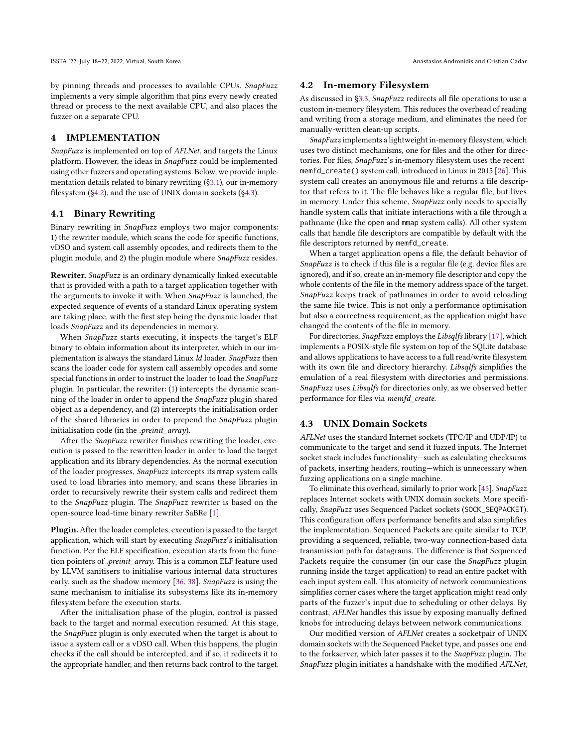by pinning threads and processes to available CPUs. *SnapFuzz* implements a very simple algorithm that pins every newly created thread or process to the next available CPU, and also places the fuzzer on a separate CPU.

# 4 IMPLEMENTATION

*SnapFuzz* is implemented on top of *AFLNet*, and targets the Linux platform. However, the ideas in *SnapFuzz* could be implemented using other fuzzers and operating systems. Below, we provide implementation details related to binary rewriting (§3.1), our in-memory filesystem (§4.2), and the use of UNIX domain sockets (§4.3).

## 4.1 Binary Rewriting

Binary rewriting in *SnapFuzz* employs two major components: 1) the rewriter module, which scans the code for specific functions, vDSO and system call assembly opcodes, and redirects them to the plugin module, and 2) the plugin module where *SnapFuzz* resides.

**Rewriter.** *SnapFuzz* is an ordinary dynamically linked executable that is provided with a path to a target application together with the arguments to invoke it with. When *SnapFuzz* is launched, the expected sequence of events of a standard Linux operating system are taking place, with the first step being the dynamic loader that loads *SnapFuzz* and its dependencies in memory.

When *SnapFuzz* starts executing, it inspects the target's ELF binary to obtain information about its interpreter, which in our implementation is always the standard Linux *ld* loader. *SnapFuzz* then scans the loader code for system call assembly opcodes and some special functions in order to instruct the loader to load the *SnapFuzz* plugin. In particular, the rewriter: (1) intercepts the dynamic scanning of the loader in order to append the *SnapFuzz* plugin shared object as a dependency, and (2) intercepts the initialisation order of the shared libraries in order to prepend the *SnapFuzz* plugin initialisation code (in the *.preinit_array*).

After the *SnapFuzz* rewriter finishes rewriting the loader, execution is passed to the rewritten loader in order to load the target application and its library dependencies. As the normal execution of the loader progresses, *SnapFuzz* intercepts its mmap system calls used to load libraries into memory, and scans these libraries in order to recursively rewrite their system calls and redirect them to the *SnapFuzz* plugin. The *SnapFuzz* rewriter is based on the open-source load-time binary rewriter SaBRe [1].

**Plugin.** After the loader completes, execution is passed to the target application, which will start by executing *SnapFuzz*'s initialisation function. Per the ELF specification, execution starts from the function pointers of *.preinit_array*. This is a common ELF feature used by LLVM sanitisers to initialise various internal data structures early, such as the shadow memory [36, 38]. *SnapFuzz* is using the same mechanism to initialise its subsystems like its in-memory filesystem before the execution starts.

After the initialisation phase of the plugin, control is passed back to the target and normal execution resumed. At this stage, the *SnapFuzz* plugin is only executed when the target is about to issue a system call or a vDSO call. When this happens, the plugin checks if the call should be intercepted, and if so, it redirects it to the appropriate handler, and then returns back control to the target.

## 4.2 In-memory Filesystem

As discussed in §3.3, *SnapFuzz* redirects all file operations to use a custom in-memory filesystem. This reduces the overhead of reading and writing from a storage medium, and eliminates the need for manually-written clean-up scripts.

*SnapFuzz* implements a lightweight in-memory filesystem, which uses two distinct mechanisms, one for files and the other for directories. For files, *SnapFuzz*'s in-memory filesystem uses the recent `memfd_create()` system call, introduced in Linux in 2015 [26]. This system call creates an anonymous file and returns a file descriptor that refers to it. The file behaves like a regular file, but lives in memory. Under this scheme, *SnapFuzz* only needs to specially handle system calls that initiate interactions with a file through a pathname (like the open and mmap system calls). All other system calls that handle file descriptors are compatible by default with the file descriptors returned by `memfd_create`.

When a target application opens a file, the default behavior of *SnapFuzz* is to check if this file is a regular file (e.g. device files are ignored), and if so, create an in-memory file descriptor and copy the whole contents of the file in the memory address space of the target. *SnapFuzz* keeps track of pathnames in order to avoid reloading the same file twice. This is not only a performance optimisation but also a correctness requirement, as the application might have changed the contents of the file in memory.

For directories, *SnapFuzz* employs the *Libsqlfs* library [17], which implements a POSIX-style file system on top of the SQLite database and allows applications to have access to a full read/write filesystem with its own file and directory hierarchy. *Libsqlfs* simplifies the emulation of a real filesystem with directories and permissions. *SnapFuzz* uses *Libsqlfs* for directories only, as we observed better performance for files via *memfd_create*.

## 4.3 UNIX Domain Sockets

*AFLNet* uses the standard Internet sockets (TPC/IP and UDP/IP) to communicate to the target and send it fuzzed inputs. The Internet socket stack includes functionality—such as calculating checksums of packets, inserting headers, routing—which is unnecessary when fuzzing applications on a single machine.

To eliminate this overhead, similarly to prior work [45], *SnapFuzz* replaces Internet sockets with UNIX domain sockets. More specifically, *SnapFuzz* uses Sequenced Packet sockets (`SOCK_SEQPACKET`). This configuration offers performance benefits and also simplifies the implementation. Sequenced Packets are quite similar to TCP, providing a sequenced, reliable, two-way connection-based data transmission path for datagrams. The difference is that Sequenced Packets require the consumer (in our case the *SnapFuzz* plugin running inside the target application) to read an entire packet with each input system call. This atomicity of network communications simplifies corner cases where the target application might read only parts of the fuzzer's input due to scheduling or other delays. By contrast, *AFLNet* handles this issue by exposing manually defined knobs for introducing delays between network communications.

Our modified version of *AFLNet* creates a socketpair of UNIX domain sockets with the Sequenced Packet type, and passes one end to the forkserver, which later passes it to the *SnapFuzz* plugin. The *SnapFuzz* plugin initiates a handshake with the modified *AFLNet*,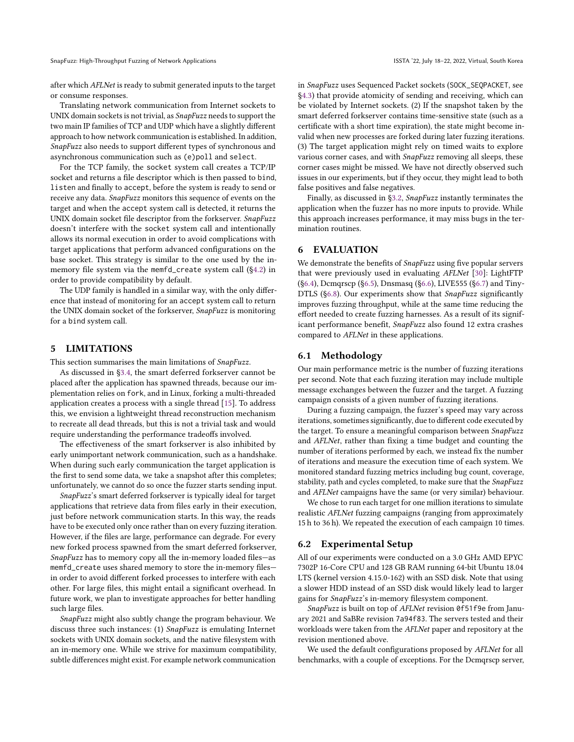after which *AFLNet* is ready to submit generated inputs to the target or consume responses.

Translating network communication from Internet sockets to UNIX domain sockets is not trivial, as *SnapFuzz* needs to support the two main IP families of TCP and UDP which have a slightly different approach to how network communication is established. In addition, *SnapFuzz* also needs to support different types of synchronous and asynchronous communication such as (e)poll and select.

For the TCP family, the socket system call creates a TCP/IP socket and returns a file descriptor which is then passed to bind, listen and finally to accept, before the system is ready to send or receive any data. *SnapFuzz* monitors this sequence of events on the target and when the accept system call is detected, it returns the UNIX domain socket file descriptor from the forkserver. *SnapFuzz* doesn't interfere with the socket system call and intentionally allows its normal execution in order to avoid complications with target applications that perform advanced configurations on the base socket. This strategy is similar to the one used by the in-memory file system via the memfd_create system call (§4.2) in order to provide compatibility by default.

The UDP family is handled in a similar way, with the only difference that instead of monitoring for an accept system call to return the UNIX domain socket of the forkserver, *SnapFuzz* is monitoring for a bind system call.

# 5 LIMITATIONS

This section summarises the main limitations of *SnapFuzz*.

As discussed in §3.4, the smart deferred forkserver cannot be placed after the application has spawned threads, because our implementation relies on fork, and in Linux, forking a multi-threaded application creates a process with a single thread [15]. To address this, we envision a lightweight thread reconstruction mechanism to recreate all dead threads, but this is not a trivial task and would require understanding the performance tradeoffs involved.

The effectiveness of the smart forkserver is also inhibited by early unimportant network communication, such as a handshake. When during such early communication the target application is the first to send some data, we take a snapshot after this completes; unfortunately, we cannot do so once the fuzzer starts sending input.

*SnapFuzz*'s smart deferred forkserver is typically ideal for target applications that retrieve data from files early in their execution, just before network communication starts. In this way, the reads have to be executed only once rather than on every fuzzing iteration. However, if the files are large, performance can degrade. For every new forked process spawned from the smart deferred forkserver, *SnapFuzz* has to memory copy all the in-memory loaded files—as memfd_create uses shared memory to store the in-memory files—in order to avoid different forked processes to interfere with each other. For large files, this might entail a significant overhead. In future work, we plan to investigate approaches for better handling such large files.

*SnapFuzz* might also subtly change the program behaviour. We discuss three such instances: (1) *SnapFuzz* is emulating Internet sockets with UNIX domain sockets, and the native filesystem with an in-memory one. While we strive for maximum compatibility, subtle differences might exist. For example network communication in *SnapFuzz* uses Sequenced Packet sockets (SOCK_SEQPACKET, see §4.3) that provide atomicity of sending and receiving, which can be violated by Internet sockets. (2) If the snapshot taken by the smart deferred forkserver contains time-sensitive state (such as a certificate with a short time expiration), the state might become invalid when new processes are forked during later fuzzing iterations. (3) The target application might rely on timed waits to explore various corner cases, and with *SnapFuzz* removing all sleeps, these corner cases might be missed. We have not directly observed such issues in our experiments, but if they occur, they might lead to both false positives and false negatives.

Finally, as discussed in §3.2, *SnapFuzz* instantly terminates the application when the fuzzer has no more inputs to provide. While this approach increases performance, it may miss bugs in the termination routines.

# 6 EVALUATION

We demonstrate the benefits of *SnapFuzz* using five popular servers that were previously used in evaluating *AFLNet* [30]: LightFTP (§6.4), Dcmqrscp (§6.5), Dnsmasq (§6.6), LIVE555 (§6.7) and TinyDTLS (§6.8). Our experiments show that *SnapFuzz* significantly improves fuzzing throughput, while at the same time reducing the effort needed to create fuzzing harnesses. As a result of its significant performance benefit, *SnapFuzz* also found 12 extra crashes compared to *AFLNet* in these applications.

## 6.1 Methodology

Our main performance metric is the number of fuzzing iterations per second. Note that each fuzzing iteration may include multiple message exchanges between the fuzzer and the target. A fuzzing campaign consists of a given number of fuzzing iterations.

During a fuzzing campaign, the fuzzer's speed may vary across iterations, sometimes significantly, due to different code executed by the target. To ensure a meaningful comparison between *SnapFuzz* and *AFLNet*, rather than fixing a time budget and counting the number of iterations performed by each, we instead fix the number of iterations and measure the execution time of each system. We monitored standard fuzzing metrics including bug count, coverage, stability, path and cycles completed, to make sure that the *SnapFuzz* and *AFLNet* campaigns have the same (or very similar) behaviour.

We chose to run each target for one million iterations to simulate realistic *AFLNet* fuzzing campaigns (ranging from approximately 15 h to 36 h). We repeated the execution of each campaign 10 times.

## 6.2 Experimental Setup

All of our experiments were conducted on a 3.0 GHz AMD EPYC 7302P 16-Core CPU and 128 GB RAM running 64-bit Ubuntu 18.04 LTS (kernel version 4.15.0-162) with an SSD disk. Note that using a slower HDD instead of an SSD disk would likely lead to larger gains for *SnapFuzz*'s in-memory filesystem component.

*SnapFuzz* is built on top of *AFLNet* revision 0f51f9e from January 2021 and SaBRe revision 7a94f83. The servers tested and their workloads were taken from the *AFLNet* paper and repository at the revision mentioned above.

We used the default configurations proposed by *AFLNet* for all benchmarks, with a couple of exceptions. For the Dcmqrscp server,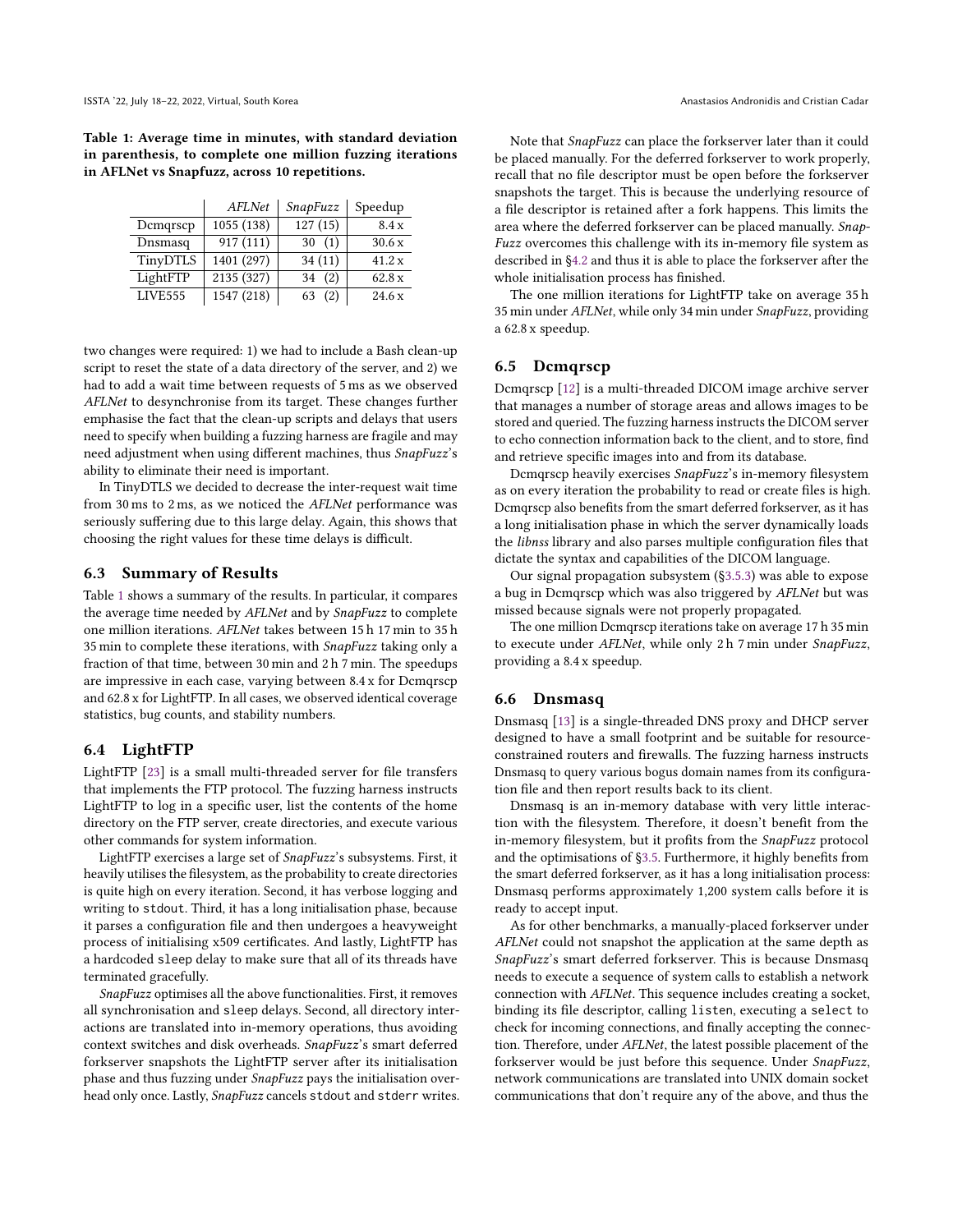**Table 1: Average time in minutes, with standard deviation in parenthesis, to complete one million fuzzing iterations in AFLNet vs Snapfuzz, across 10 repetitions.**

| | *AFLNet* | *SnapFuzz* | Speedup |
|---|---|---|---|
| Dcmqrscp | 1055 (138) | 127 (15) | 8.4 x |
| Dnsmasq | 917 (111) | 30 (1) | 30.6 x |
| TinyDTLS | 1401 (297) | 34 (11) | 41.2 x |
| LightFTP | 2135 (327) | 34 (2) | 62.8 x |
| LIVE555 | 1547 (218) | 63 (2) | 24.6 x |

two changes were required: 1) we had to include a Bash clean-up script to reset the state of a data directory of the server, and 2) we had to add a wait time between requests of 5 ms as we observed *AFLNet* to desynchronise from its target. These changes further emphasise the fact that the clean-up scripts and delays that users need to specify when building a fuzzing harness are fragile and may need adjustment when using different machines, thus *SnapFuzz*'s ability to eliminate their need is important.

In TinyDTLS we decided to decrease the inter-request wait time from 30 ms to 2 ms, as we noticed the *AFLNet* performance was seriously suffering due to this large delay. Again, this shows that choosing the right values for these time delays is difficult.

## 6.3 Summary of Results

Table 1 shows a summary of the results. In particular, it compares the average time needed by *AFLNet* and by *SnapFuzz* to complete one million iterations. *AFLNet* takes between 15 h 17 min to 35 h 35 min to complete these iterations, with *SnapFuzz* taking only a fraction of that time, between 30 min and 2 h 7 min. The speedups are impressive in each case, varying between 8.4 x for Dcmqrscp and 62.8 x for LightFTP. In all cases, we observed identical coverage statistics, bug counts, and stability numbers.

## 6.4 LightFTP

LightFTP [23] is a small multi-threaded server for file transfers that implements the FTP protocol. The fuzzing harness instructs LightFTP to log in a specific user, list the contents of the home directory on the FTP server, create directories, and execute various other commands for system information.

LightFTP exercises a large set of *SnapFuzz*'s subsystems. First, it heavily utilises the filesystem, as the probability to create directories is quite high on every iteration. Second, it has verbose logging and writing to `stdout`. Third, it has a long initialisation phase, because it parses a configuration file and then undergoes a heavyweight process of initialising x509 certificates. And lastly, LightFTP has a hardcoded `sleep` delay to make sure that all of its threads have terminated gracefully.

*SnapFuzz* optimises all the above functionalities. First, it removes all synchronisation and `sleep` delays. Second, all directory interactions are translated into in-memory operations, thus avoiding context switches and disk overheads. *SnapFuzz*'s smart deferred forkserver snapshots the LightFTP server after its initialisation phase and thus fuzzing under *SnapFuzz* pays the initialisation overhead only once. Lastly, *SnapFuzz* cancels `stdout` and `stderr` writes.

Note that *SnapFuzz* can place the forkserver later than it could be placed manually. For the deferred forkserver to work properly, recall that no file descriptor must be open before the forkserver snapshots the target. This is because the underlying resource of a file descriptor is retained after a fork happens. This limits the area where the deferred forkserver can be placed manually. *SnapFuzz* overcomes this challenge with its in-memory file system as described in §4.2 and thus it is able to place the forkserver after the whole initialisation process has finished.

The one million iterations for LightFTP take on average 35 h 35 min under *AFLNet*, while only 34 min under *SnapFuzz*, providing a 62.8 x speedup.

## 6.5 Dcmqrscp

Dcmqrscp [12] is a multi-threaded DICOM image archive server that manages a number of storage areas and allows images to be stored and queried. The fuzzing harness instructs the DICOM server to echo connection information back to the client, and to store, find and retrieve specific images into and from its database.

Dcmqrscp heavily exercises *SnapFuzz*'s in-memory filesystem as on every iteration the probability to read or create files is high. Dcmqrscp also benefits from the smart deferred forkserver, as it has a long initialisation phase in which the server dynamically loads the *libnss* library and also parses multiple configuration files that dictate the syntax and capabilities of the DICOM language.

Our signal propagation subsystem (§3.5.3) was able to expose a bug in Dcmqrscp which was also triggered by *AFLNet* but was missed because signals were not properly propagated.

The one million Dcmqrscp iterations take on average 17 h 35 min to execute under *AFLNet*, while only 2 h 7 min under *SnapFuzz*, providing a 8.4 x speedup.

## 6.6 Dnsmasq

Dnsmasq [13] is a single-threaded DNS proxy and DHCP server designed to have a small footprint and be suitable for resource-constrained routers and firewalls. The fuzzing harness instructs Dnsmasq to query various bogus domain names from its configuration file and then report results back to its client.

Dnsmasq is an in-memory database with very little interaction with the filesystem. Therefore, it doesn't benefit from the in-memory filesystem, but it profits from the *SnapFuzz* protocol and the optimisations of §3.5. Furthermore, it highly benefits from the smart deferred forkserver, as it has a long initialisation process: Dnsmasq performs approximately 1,200 system calls before it is ready to accept input.

As for other benchmarks, a manually-placed forkserver under *AFLNet* could not snapshot the application at the same depth as *SnapFuzz*'s smart deferred forkserver. This is because Dnsmasq needs to execute a sequence of system calls to establish a network connection with *AFLNet*. This sequence includes creating a socket, binding its file descriptor, calling `listen`, executing a `select` to check for incoming connections, and finally accepting the connection. Therefore, under *AFLNet*, the latest possible placement of the forkserver would be just before this sequence. Under *SnapFuzz*, network communications are translated into UNIX domain socket communications that don't require any of the above, and thus the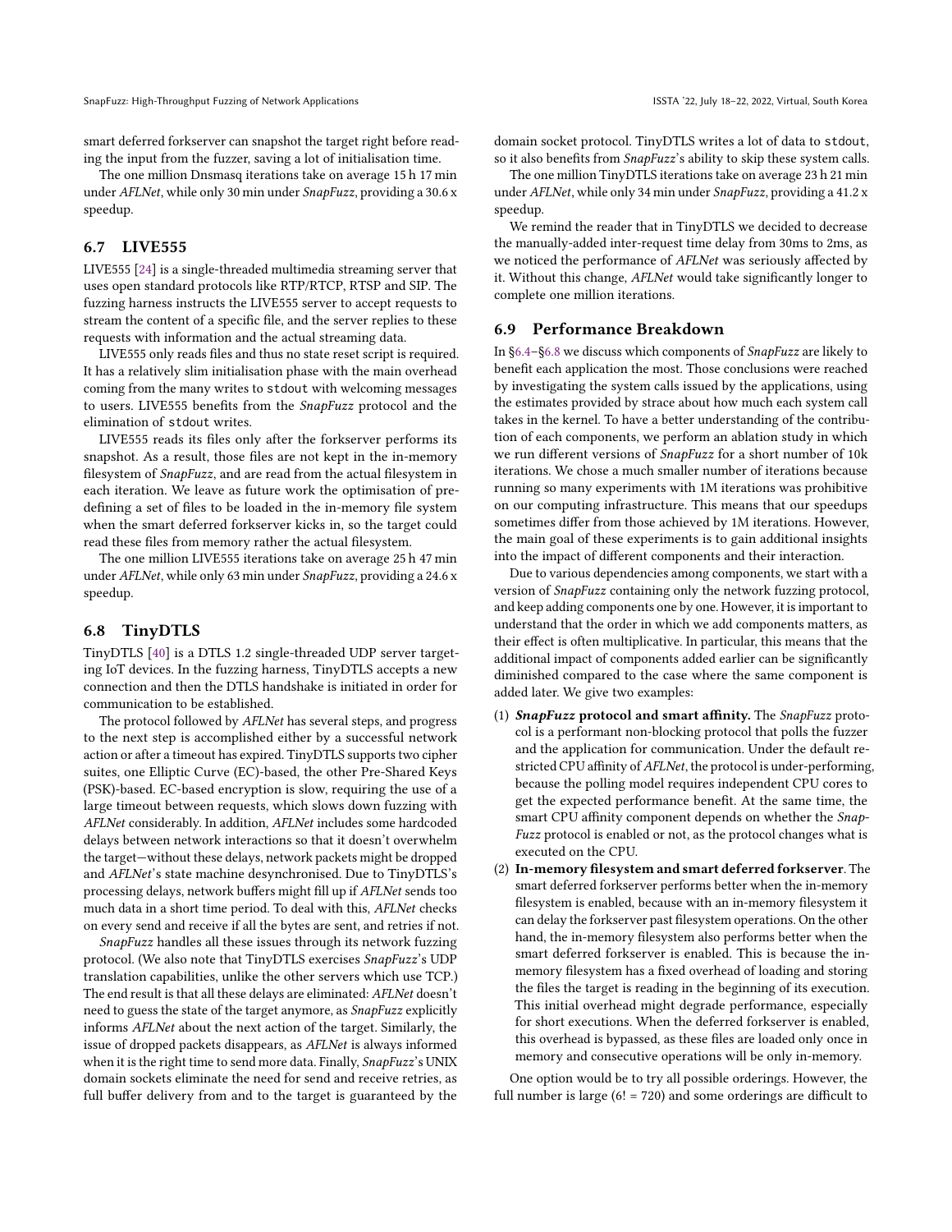smart deferred forkserver can snapshot the target right before reading the input from the fuzzer, saving a lot of initialisation time.

The one million Dnsmasq iterations take on average 15 h 17 min under *AFLNet*, while only 30 min under *SnapFuzz*, providing a 30.6 x speedup.

### 6.7 LIVE555

LIVE555 [24] is a single-threaded multimedia streaming server that uses open standard protocols like RTP/RTCP, RTSP and SIP. The fuzzing harness instructs the LIVE555 server to accept requests to stream the content of a specific file, and the server replies to these requests with information and the actual streaming data.

LIVE555 only reads files and thus no state reset script is required. It has a relatively slim initialisation phase with the main overhead coming from the many writes to `stdout` with welcoming messages to users. LIVE555 benefits from the *SnapFuzz* protocol and the elimination of `stdout` writes.

LIVE555 reads its files only after the forkserver performs its snapshot. As a result, those files are not kept in the in-memory filesystem of *SnapFuzz*, and are read from the actual filesystem in each iteration. We leave as future work the optimisation of pre-defining a set of files to be loaded in the in-memory file system when the smart deferred forkserver kicks in, so the target could read these files from memory rather the actual filesystem.

The one million LIVE555 iterations take on average 25 h 47 min under *AFLNet*, while only 63 min under *SnapFuzz*, providing a 24.6 x speedup.

### 6.8 TinyDTLS

TinyDTLS [40] is a DTLS 1.2 single-threaded UDP server targeting IoT devices. In the fuzzing harness, TinyDTLS accepts a new connection and then the DTLS handshake is initiated in order for communication to be established.

The protocol followed by *AFLNet* has several steps, and progress to the next step is accomplished either by a successful network action or after a timeout has expired. TinyDTLS supports two cipher suites, one Elliptic Curve (EC)-based, the other Pre-Shared Keys (PSK)-based. EC-based encryption is slow, requiring the use of a large timeout between requests, which slows down fuzzing with *AFLNet* considerably. In addition, *AFLNet* includes some hardcoded delays between network interactions so that it doesn't overwhelm the target—without these delays, network packets might be dropped and *AFLNet*'s state machine desynchronised. Due to TinyDTLS's processing delays, network buffers might fill up if *AFLNet* sends too much data in a short time period. To deal with this, *AFLNet* checks on every send and receive if all the bytes are sent, and retries if not.

*SnapFuzz* handles all these issues through its network fuzzing protocol. (We also note that TinyDTLS exercises *SnapFuzz*'s UDP translation capabilities, unlike the other servers which use TCP.) The end result is that all these delays are eliminated: *AFLNet* doesn't need to guess the state of the target anymore, as *SnapFuzz* explicitly informs *AFLNet* about the next action of the target. Similarly, the issue of dropped packets disappears, as *AFLNet* is always informed when it is the right time to send more data. Finally, *SnapFuzz*'s UNIX domain sockets eliminate the need for send and receive retries, as full buffer delivery from and to the target is guaranteed by the domain socket protocol. TinyDTLS writes a lot of data to `stdout`, so it also benefits from *SnapFuzz*'s ability to skip these system calls.

The one million TinyDTLS iterations take on average 23 h 21 min under *AFLNet*, while only 34 min under *SnapFuzz*, providing a 41.2 x speedup.

We remind the reader that in TinyDTLS we decided to decrease the manually-added inter-request time delay from 30ms to 2ms, as we noticed the performance of *AFLNet* was seriously affected by it. Without this change, *AFLNet* would take significantly longer to complete one million iterations.

### 6.9 Performance Breakdown

In §6.4–§6.8 we discuss which components of *SnapFuzz* are likely to benefit each application the most. Those conclusions were reached by investigating the system calls issued by the applications, using the estimates provided by strace about how much each system call takes in the kernel. To have a better understanding of the contribution of each components, we perform an ablation study in which we run different versions of *SnapFuzz* for a short number of 10k iterations. We chose a much smaller number of iterations because running so many experiments with 1M iterations was prohibitive on our computing infrastructure. This means that our speedups sometimes differ from those achieved by 1M iterations. However, the main goal of these experiments is to gain additional insights into the impact of different components and their interaction.

Due to various dependencies among components, we start with a version of *SnapFuzz* containing only the network fuzzing protocol, and keep adding components one by one. However, it is important to understand that the order in which we add components matters, as their effect is often multiplicative. In particular, this means that the additional impact of components added earlier can be significantly diminished compared to the case where the same component is added later. We give two examples:

1. ***SnapFuzz* protocol and smart affinity.** The *SnapFuzz* protocol is a performant non-blocking protocol that polls the fuzzer and the application for communication. Under the default restricted CPU affinity of *AFLNet*, the protocol is under-performing, because the polling model requires independent CPU cores to get the expected performance benefit. At the same time, the smart CPU affinity component depends on whether the *SnapFuzz* protocol is enabled or not, as the protocol changes what is executed on the CPU.
2. **In-memory filesystem and smart deferred forkserver**. The smart deferred forkserver performs better when the in-memory filesystem is enabled, because with an in-memory filesystem it can delay the forkserver past filesystem operations. On the other hand, the in-memory filesystem also performs better when the smart deferred forkserver is enabled. This is because the in-memory filesystem has a fixed overhead of loading and storing the files the target is reading in the beginning of its execution. This initial overhead might degrade performance, especially for short executions. When the deferred forkserver is enabled, this overhead is bypassed, as these files are loaded only once in memory and consecutive operations will be only in-memory.

One option would be to try all possible orderings. However, the full number is large (6! = 720) and some orderings are difficult to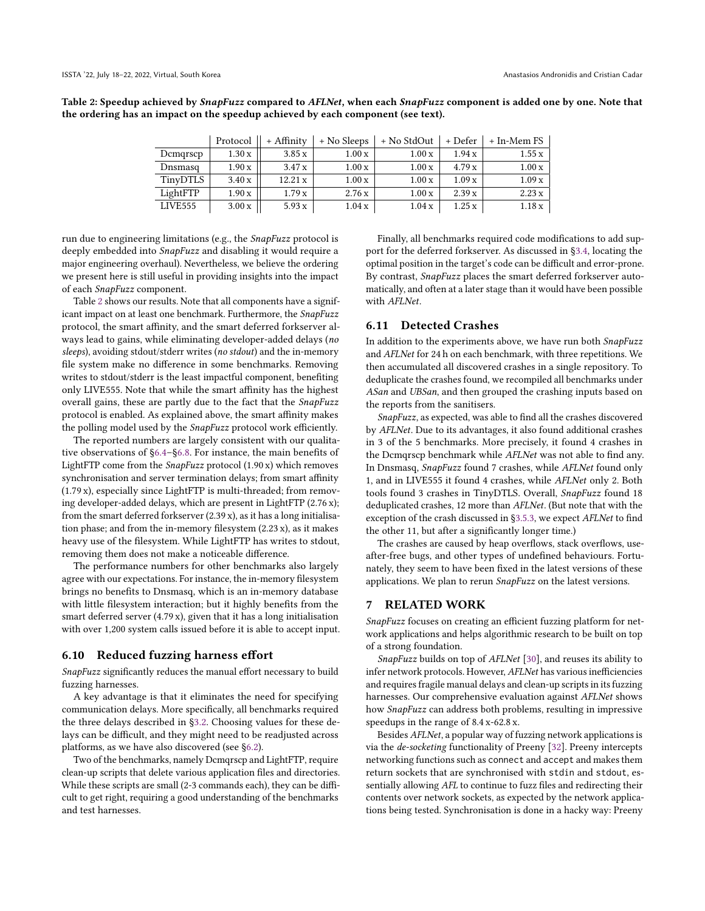**Table 2: Speedup achieved by *SnapFuzz* compared to *AFLNet*, when each *SnapFuzz* component is added one by one. Note that the ordering has an impact on the speedup achieved by each component (see text).**

| | Protocol | + Affinity | + No Sleeps | + No StdOut | + Defer | + In-Mem FS |
|---|---|---|---|---|---|---|
| Dcmqrscp | 1.30 x | 3.85 x | 1.00 x | 1.00 x | 1.94 x | 1.55 x |
| Dnsmasq | 1.90 x | 3.47 x | 1.00 x | 1.00 x | 4.79 x | 1.00 x |
| TinyDTLS | 3.40 x | 12.21 x | 1.00 x | 1.00 x | 1.09 x | 1.09 x |
| LightFTP | 1.90 x | 1.79 x | 2.76 x | 1.00 x | 2.39 x | 2.23 x |
| LIVE555 | 3.00 x | 5.93 x | 1.04 x | 1.04 x | 1.25 x | 1.18 x |

run due to engineering limitations (e.g., the *SnapFuzz* protocol is deeply embedded into *SnapFuzz* and disabling it would require a major engineering overhaul). Nevertheless, we believe the ordering we present here is still useful in providing insights into the impact of each *SnapFuzz* component.

Table 2 shows our results. Note that all components have a significant impact on at least one benchmark. Furthermore, the *SnapFuzz* protocol, the smart affinity, and the smart deferred forkserver always lead to gains, while eliminating developer-added delays (*no sleeps*), avoiding stdout/stderr writes (*no stdout*) and the in-memory file system make no difference in some benchmarks. Removing writes to stdout/stderr is the least impactful component, benefiting only LIVE555. Note that while the smart affinity has the highest overall gains, these are partly due to the fact that the *SnapFuzz* protocol is enabled. As explained above, the smart affinity makes the polling model used by the *SnapFuzz* protocol work efficiently.

The reported numbers are largely consistent with our qualitative observations of §6.4–§6.8. For instance, the main benefits of LightFTP come from the *SnapFuzz* protocol (1.90 x) which removes synchronisation and server termination delays; from smart affinity (1.79 x), especially since LightFTP is multi-threaded; from removing developer-added delays, which are present in LightFTP (2.76 x); from the smart deferred forkserver (2.39 x), as it has a long initialisation phase; and from the in-memory filesystem (2.23 x), as it makes heavy use of the filesystem. While LightFTP has writes to stdout, removing them does not make a noticeable difference.

The performance numbers for other benchmarks also largely agree with our expectations. For instance, the in-memory filesystem brings no benefits to Dnsmasq, which is an in-memory database with little filesystem interaction; but it highly benefits from the smart deferred server (4.79 x), given that it has a long initialisation with over 1,200 system calls issued before it is able to accept input.

## 6.10 Reduced fuzzing harness effort

*SnapFuzz* significantly reduces the manual effort necessary to build fuzzing harnesses.

A key advantage is that it eliminates the need for specifying communication delays. More specifically, all benchmarks required the three delays described in §3.2. Choosing values for these delays can be difficult, and they might need to be readjusted across platforms, as we have also discovered (see §6.2).

Two of the benchmarks, namely Dcmqrscp and LightFTP, require clean-up scripts that delete various application files and directories. While these scripts are small (2-3 commands each), they can be difficult to get right, requiring a good understanding of the benchmarks and test harnesses.

Finally, all benchmarks required code modifications to add support for the deferred forkserver. As discussed in §3.4, locating the optimal position in the target's code can be difficult and error-prone. By contrast, *SnapFuzz* places the smart deferred forkserver automatically, and often at a later stage than it would have been possible with *AFLNet*.

## 6.11 Detected Crashes

In addition to the experiments above, we have run both *SnapFuzz* and *AFLNet* for 24 h on each benchmark, with three repetitions. We then accumulated all discovered crashes in a single repository. To deduplicate the crashes found, we recompiled all benchmarks under *ASan* and *UBSan*, and then grouped the crashing inputs based on the reports from the sanitisers.

*SnapFuzz*, as expected, was able to find all the crashes discovered by *AFLNet*. Due to its advantages, it also found additional crashes in 3 of the 5 benchmarks. More precisely, it found 4 crashes in the Dcmqrscp benchmark while *AFLNet* was not able to find any. In Dnsmasq, *SnapFuzz* found 7 crashes, while *AFLNet* found only 1, and in LIVE555 it found 4 crashes, while *AFLNet* only 2. Both tools found 3 crashes in TinyDTLS. Overall, *SnapFuzz* found 18 deduplicated crashes, 12 more than *AFLNet*. (But note that with the exception of the crash discussed in §3.5.3, we expect *AFLNet* to find the other 11, but after a significantly longer time.)

The crashes are caused by heap overflows, stack overflows, use-after-free bugs, and other types of undefined behaviours. Fortunately, they seem to have been fixed in the latest versions of these applications. We plan to rerun *SnapFuzz* on the latest versions.

# 7 RELATED WORK

*SnapFuzz* focuses on creating an efficient fuzzing platform for network applications and helps algorithmic research to be built on top of a strong foundation.

*SnapFuzz* builds on top of *AFLNet* [30], and reuses its ability to infer network protocols. However, *AFLNet* has various inefficiencies and requires fragile manual delays and clean-up scripts in its fuzzing harnesses. Our comprehensive evaluation against *AFLNet* shows how *SnapFuzz* can address both problems, resulting in impressive speedups in the range of 8.4 x-62.8 x.

Besides *AFLNet*, a popular way of fuzzing network applications is via the *de-socketing* functionality of Preeny [32]. Preeny intercepts networking functions such as `connect` and `accept` and makes them return sockets that are synchronised with `stdin` and `stdout`, essentially allowing *AFL* to continue to fuzz files and redirecting their contents over network sockets, as expected by the network applications being tested. Synchronisation is done in a hacky way: Preeny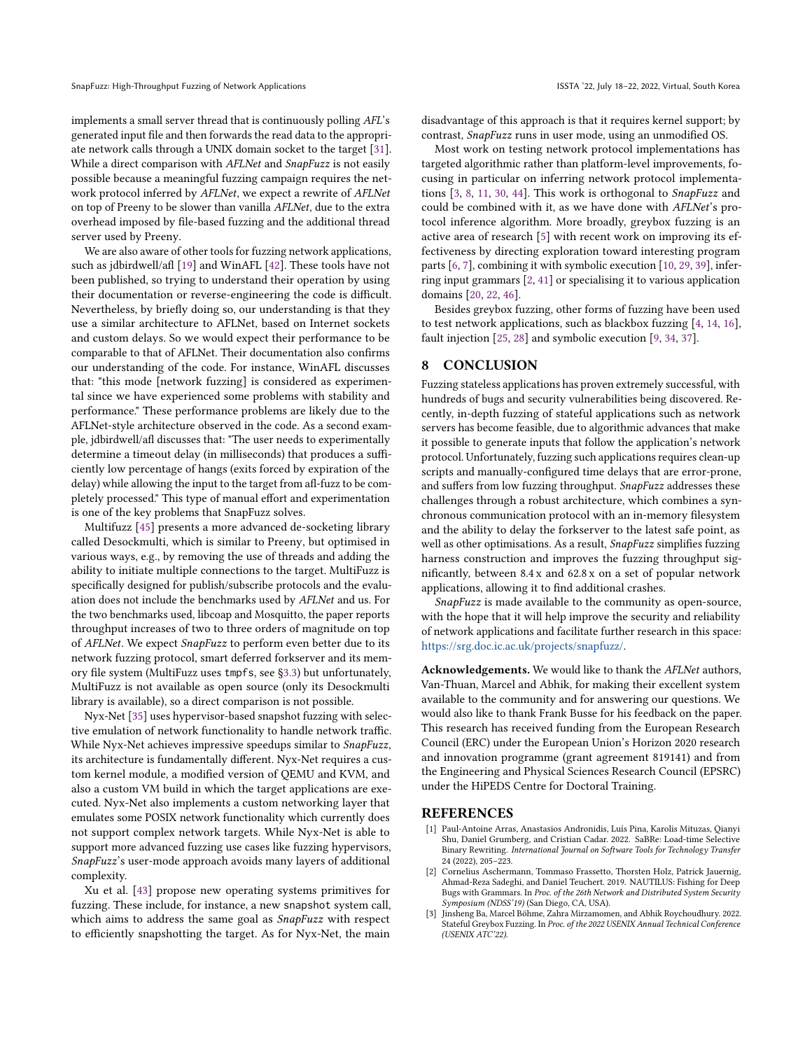implements a small server thread that is continuously polling *AFL*'s generated input file and then forwards the read data to the appropriate network calls through a UNIX domain socket to the target [31]. While a direct comparison with *AFLNet* and *SnapFuzz* is not easily possible because a meaningful fuzzing campaign requires the network protocol inferred by *AFLNet*, we expect a rewrite of *AFLNet* on top of Preeny to be slower than vanilla *AFLNet*, due to the extra overhead imposed by file-based fuzzing and the additional thread server used by Preeny.

We are also aware of other tools for fuzzing network applications, such as jdbirdwell/afl [19] and WinAFL [42]. These tools have not been published, so trying to understand their operation by using their documentation or reverse-engineering the code is difficult. Nevertheless, by briefly doing so, our understanding is that they use a similar architecture to AFLNet, based on Internet sockets and custom delays. So we would expect their performance to be comparable to that of AFLNet. Their documentation also confirms our understanding of the code. For instance, WinAFL discusses that: "this mode [network fuzzing] is considered as experimental since we have experienced some problems with stability and performance." These performance problems are likely due to the AFLNet-style architecture observed in the code. As a second example, jdbirdwell/afl discusses that: "The user needs to experimentally determine a timeout delay (in milliseconds) that produces a sufficiently low percentage of hangs (exits forced by expiration of the delay) while allowing the input to the target from afl-fuzz to be completely processed." This type of manual effort and experimentation is one of the key problems that SnapFuzz solves.

Multifuzz [45] presents a more advanced de-socketing library called Desockmulti, which is similar to Preeny, but optimised in various ways, e.g., by removing the use of threads and adding the ability to initiate multiple connections to the target. MultiFuzz is specifically designed for publish/subscribe protocols and the evaluation does not include the benchmarks used by *AFLNet* and us. For the two benchmarks used, libcoap and Mosquitto, the paper reports throughput increases of two to three orders of magnitude on top of *AFLNet*. We expect *SnapFuzz* to perform even better due to its network fuzzing protocol, smart deferred forkserver and its memory file system (MultiFuzz uses `tmpfs`, see §3.3) but unfortunately, MultiFuzz is not available as open source (only its Desockmulti library is available), so a direct comparison is not possible.

Nyx-Net [35] uses hypervisor-based snapshot fuzzing with selective emulation of network functionality to handle network traffic. While Nyx-Net achieves impressive speedups similar to *SnapFuzz*, its architecture is fundamentally different. Nyx-Net requires a custom kernel module, a modified version of QEMU and KVM, and also a custom VM build in which the target applications are executed. Nyx-Net also implements a custom networking layer that emulates some POSIX network functionality which currently does not support complex network targets. While Nyx-Net is able to support more advanced fuzzing use cases like fuzzing hypervisors, *SnapFuzz*'s user-mode approach avoids many layers of additional complexity.

Xu et al. [43] propose new operating systems primitives for fuzzing. These include, for instance, a new `snapshot` system call, which aims to address the same goal as *SnapFuzz* with respect to efficiently snapshotting the target. As for Nyx-Net, the main disadvantage of this approach is that it requires kernel support; by contrast, *SnapFuzz* runs in user mode, using an unmodified OS.

Most work on testing network protocol implementations has targeted algorithmic rather than platform-level improvements, focusing in particular on inferring network protocol implementations [3, 8, 11, 30, 44]. This work is orthogonal to *SnapFuzz* and could be combined with it, as we have done with *AFLNet*'s protocol inference algorithm. More broadly, greybox fuzzing is an active area of research [5] with recent work on improving its effectiveness by directing exploration toward interesting program parts [6, 7], combining it with symbolic execution [10, 29, 39], inferring input grammars [2, 41] or specialising it to various application domains [20, 22, 46].

Besides greybox fuzzing, other forms of fuzzing have been used to test network applications, such as blackbox fuzzing [4, 14, 16], fault injection [25, 28] and symbolic execution [9, 34, 37].

## 8 CONCLUSION

Fuzzing stateless applications has proven extremely successful, with hundreds of bugs and security vulnerabilities being discovered. Recently, in-depth fuzzing of stateful applications such as network servers has become feasible, due to algorithmic advances that make it possible to generate inputs that follow the application's network protocol. Unfortunately, fuzzing such applications requires clean-up scripts and manually-configured time delays that are error-prone, and suffers from low fuzzing throughput. *SnapFuzz* addresses these challenges through a robust architecture, which combines a synchronous communication protocol with an in-memory filesystem and the ability to delay the forkserver to the latest safe point, as well as other optimisations. As a result, *SnapFuzz* simplifies fuzzing harness construction and improves the fuzzing throughput significantly, between 8.4 x and 62.8 x on a set of popular network applications, allowing it to find additional crashes.

*SnapFuzz* is made available to the community as open-source, with the hope that it will help improve the security and reliability of network applications and facilitate further research in this space: https://srg.doc.ic.ac.uk/projects/snapfuzz/.

**Acknowledgements.** We would like to thank the *AFLNet* authors, Van-Thuan, Marcel and Abhik, for making their excellent system available to the community and for answering our questions. We would also like to thank Frank Busse for his feedback on the paper. This research has received funding from the European Research Council (ERC) under the European Union's Horizon 2020 research and innovation programme (grant agreement 819141) and from the Engineering and Physical Sciences Research Council (EPSRC) under the HiPEDS Centre for Doctoral Training.

## REFERENCES

[1] Paul-Antoine Arras, Anastasios Andronidis, Luís Pina, Karolis Mituzas, Qianyi Shu, Daniel Grumberg, and Cristian Cadar. 2022. SaBRe: Load-time Selective Binary Rewriting. *International Journal on Software Tools for Technology Transfer* 24 (2022), 205–223.

[2] Cornelius Aschermann, Tommaso Frassetto, Thorsten Holz, Patrick Jauernig, Ahmad-Reza Sadeghi, and Daniel Teuchert. 2019. NAUTILUS: Fishing for Deep Bugs with Grammars. In *Proc. of the 26th Network and Distributed System Security Symposium (NDSS'19)* (San Diego, CA, USA).

[3] Jinsheng Ba, Marcel Böhme, Zahra Mirzamomen, and Abhik Roychoudhury. 2022. Stateful Greybox Fuzzing. In *Proc. of the 2022 USENIX Annual Technical Conference (USENIX ATC'22)*.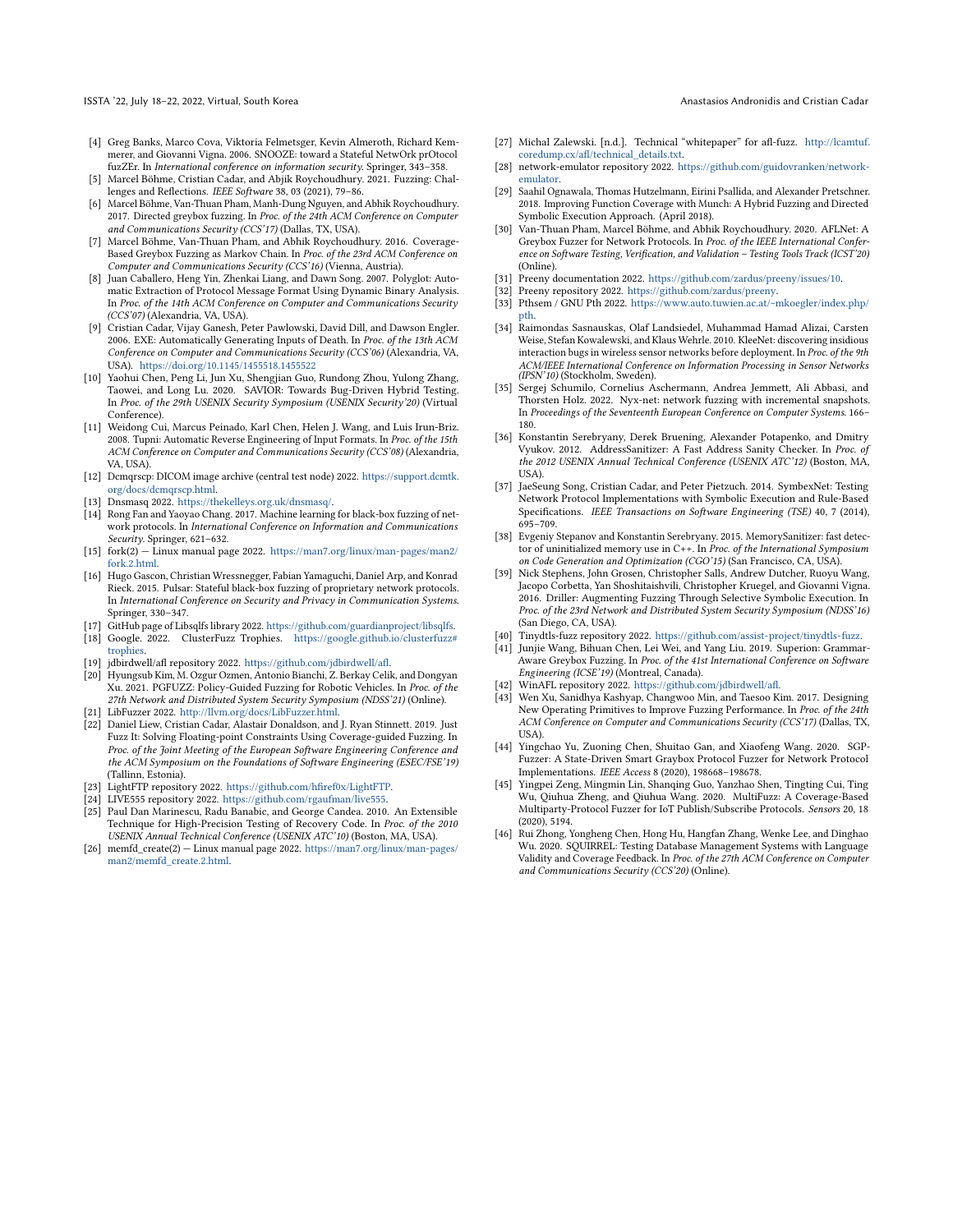[4] Greg Banks, Marco Cova, Viktoria Felmetsger, Kevin Almeroth, Richard Kemmerer, and Giovanni Vigna. 2006. SNOOZE: toward a Stateful NetwOrk prOtocol fuzZEr. In *International conference on information security*. Springer, 343–358.

[5] Marcel Böhme, Cristian Cadar, and Abjik Roychoudhury. 2021. Fuzzing: Challenges and Reflections. *IEEE Software* 38, 03 (2021), 79–86.

[6] Marcel Böhme, Van-Thuan Pham, Manh-Dung Nguyen, and Abhik Roychoudhury. 2017. Directed greybox fuzzing. In *Proc. of the 24th ACM Conference on Computer and Communications Security (CCS'17)* (Dallas, TX, USA).

[7] Marcel Böhme, Van-Thuan Pham, and Abhik Roychoudhury. 2016. Coverage-Based Greybox Fuzzing as Markov Chain. In *Proc. of the 23rd ACM Conference on Computer and Communications Security (CCS'16)* (Vienna, Austria).

[8] Juan Caballero, Heng Yin, Zhenkai Liang, and Dawn Song. 2007. Polyglot: Automatic Extraction of Protocol Message Format Using Dynamic Binary Analysis. In *Proc. of the 14th ACM Conference on Computer and Communications Security (CCS'07)* (Alexandria, VA, USA).

[9] Cristian Cadar, Vijay Ganesh, Peter Pawlowski, David Dill, and Dawson Engler. 2006. EXE: Automatically Generating Inputs of Death. In *Proc. of the 13th ACM Conference on Computer and Communications Security (CCS'06)* (Alexandria, VA, USA). https://doi.org/10.1145/1455518.1455522

[10] Yaohui Chen, Peng Li, Jun Xu, Shengjian Guo, Rundong Zhou, Yulong Zhang, Taowei, and Long Lu. 2020. SAVIOR: Towards Bug-Driven Hybrid Testing. In *Proc. of the 29th USENIX Security Symposium (USENIX Security'20)* (Virtual Conference).

[11] Weidong Cui, Marcus Peinado, Karl Chen, Helen J. Wang, and Luis Irun-Briz. 2008. Tupni: Automatic Reverse Engineering of Input Formats. In *Proc. of the 15th ACM Conference on Computer and Communications Security (CCS'08)* (Alexandria, VA, USA).

[12] Dcmqrscp: DICOM image archive (central test node) 2022. https://support.dcmtk.org/docs/dcmqrscp.html.

[13] Dnsmasq 2022. https://thekelleys.org.uk/dnsmasq/.

[14] Rong Fan and Yaoyao Chang. 2017. Machine learning for black-box fuzzing of network protocols. In *International Conference on Information and Communications Security*. Springer, 621–632.

[15] fork(2) — Linux manual page 2022. https://man7.org/linux/man-pages/man2/fork.2.html.

[16] Hugo Gascon, Christian Wressnegger, Fabian Yamaguchi, Daniel Arp, and Konrad Rieck. 2015. Pulsar: Stateful black-box fuzzing of proprietary network protocols. In *International Conference on Security and Privacy in Communication Systems*. Springer, 330–347.

[17] GitHub page of Libsqlfs library 2022. https://github.com/guardianproject/libsqlfs.

[18] Google. 2022. ClusterFuzz Trophies. https://google.github.io/clusterfuzz#trophies.

[19] jdbirdwell/afl repository 2022. https://github.com/jdbirdwell/afl.

[20] Hyungsub Kim, M. Ozgur Ozmen, Antonio Bianchi, Z. Berkay Celik, and Dongyan Xu. 2021. PGFUZZ: Policy-Guided Fuzzing for Robotic Vehicles. In *Proc. of the 27th Network and Distributed System Security Symposium (NDSS'21)* (Online).

[21] LibFuzzer 2022. http://llvm.org/docs/LibFuzzer.html.

[22] Daniel Liew, Cristian Cadar, Alastair Donaldson, and J. Ryan Stinnett. 2019. Just Fuzz It: Solving Floating-point Constraints Using Coverage-guided Fuzzing. In *Proc. of the Joint Meeting of the European Software Engineering Conference and the ACM Symposium on the Foundations of Software Engineering (ESEC/FSE'19)* (Tallinn, Estonia).

[23] LightFTP repository 2022. https://github.com/hfiref0x/LightFTP.

[24] LIVE555 repository 2022. https://github.com/rgaufman/live555.

[25] Paul Dan Marinescu, Radu Banabic, and George Candea. 2010. An Extensible Technique for High-Precision Testing of Recovery Code. In *Proc. of the 2010 USENIX Annual Technical Conference (USENIX ATC'10)* (Boston, MA, USA).

[26] memfd_create(2) — Linux manual page 2022. https://man7.org/linux/man-pages/man2/memfd_create.2.html.

[27] Michal Zalewski. [n.d.]. Technical "whitepaper" for afl-fuzz. http://lcamtuf.coredump.cx/afl/technical_details.txt.

[28] network-emulator repository 2022. https://github.com/guidovranken/network-emulator.

[29] Saahil Ognawala, Thomas Hutzelmann, Eirini Psallida, and Alexander Pretschner. 2018. Improving Function Coverage with Munch: A Hybrid Fuzzing and Directed Symbolic Execution Approach. (April 2018).

[30] Van-Thuan Pham, Marcel Böhme, and Abhik Roychoudhury. 2020. AFLNet: A Greybox Fuzzer for Network Protocols. In *Proc. of the IEEE International Conference on Software Testing, Verification, and Validation – Testing Tools Track (ICST'20)* (Online).

[31] Preeny documentation 2022. https://github.com/zardus/preeny/issues/10.

[32] Preeny repository 2022. https://github.com/zardus/preeny.

[33] Pthsem / GNU Pth 2022. https://www.auto.tuwien.ac.at/~mkoegler/index.php/pth.

[34] Raimondas Sasnauskas, Olaf Landsiedel, Muhammad Hamad Alizai, Carsten Weise, Stefan Kowalewski, and Klaus Wehrle. 2010. KleeNet: discovering insidious interaction bugs in wireless sensor networks before deployment. In *Proc. of the 9th ACM/IEEE International Conference on Information Processing in Sensor Networks (IPSN'10)* (Stockholm, Sweden).

[35] Sergej Schumilo, Cornelius Aschermann, Andrea Jemmett, Ali Abbasi, and Thorsten Holz. 2022. Nyx-net: network fuzzing with incremental snapshots. In *Proceedings of the Seventeenth European Conference on Computer Systems*. 166–180.

[36] Konstantin Serebryany, Derek Bruening, Alexander Potapenko, and Dmitry Vyukov. 2012. AddressSanitizer: A Fast Address Sanity Checker. In *Proc. of the 2012 USENIX Annual Technical Conference (USENIX ATC'12)* (Boston, MA, USA).

[37] JaeSeung Song, Cristian Cadar, and Peter Pietzuch. 2014. SymbexNet: Testing Network Protocol Implementations with Symbolic Execution and Rule-Based Specifications. *IEEE Transactions on Software Engineering (TSE)* 40, 7 (2014), 695–709.

[38] Evgeniy Stepanov and Konstantin Serebryany. 2015. MemorySanitizer: fast detector of uninitialized memory use in C++. In *Proc. of the International Symposium on Code Generation and Optimization (CGO'15)* (San Francisco, CA, USA).

[39] Nick Stephens, John Grosen, Christopher Salls, Andrew Dutcher, Ruoyu Wang, Jacopo Corbetta, Yan Shoshitaishvili, Christopher Kruegel, and Giovanni Vigna. 2016. Driller: Augmenting Fuzzing Through Selective Symbolic Execution. In *Proc. of the 23rd Network and Distributed System Security Symposium (NDSS'16)* (San Diego, CA, USA).

[40] Tinydtls-fuzz repository 2022. https://github.com/assist-project/tinydtls-fuzz.

[41] Junjie Wang, Bihuan Chen, Lei Wei, and Yang Liu. 2019. Superion: Grammar-Aware Greybox Fuzzing. In *Proc. of the 41st International Conference on Software Engineering (ICSE'19)* (Montreal, Canada).

[42] WinAFL repository 2022. https://github.com/jdbirdwell/afl.

[43] Wen Xu, Sanidhya Kashyap, Changwoo Min, and Taesoo Kim. 2017. Designing New Operating Primitives to Improve Fuzzing Performance. In *Proc. of the 24th ACM Conference on Computer and Communications Security (CCS'17)* (Dallas, TX, USA).

[44] Yingchao Yu, Zuoning Chen, Shuitao Gan, and Xiaofeng Wang. 2020. SGPFuzzer: A State-Driven Smart Graybox Protocol Fuzzer for Network Protocol Implementations. *IEEE Access* 8 (2020), 198668–198678.

[45] Yingpei Zeng, Mingmin Lin, Shanqing Guo, Yanzhao Shen, Tingting Cui, Ting Wu, Qiuhua Zheng, and Qiuhua Wang. 2020. MultiFuzz: A Coverage-Based Multiparty-Protocol Fuzzer for IoT Publish/Subscribe Protocols. *Sensors* 20, 18 (2020), 5194.

[46] Rui Zhong, Yongheng Chen, Hong Hu, Hangfan Zhang, Wenke Lee, and Dinghao Wu. 2020. SQUIRREL: Testing Database Management Systems with Language Validity and Coverage Feedback. In *Proc. of the 27th ACM Conference on Computer and Communications Security (CCS'20)* (Online).